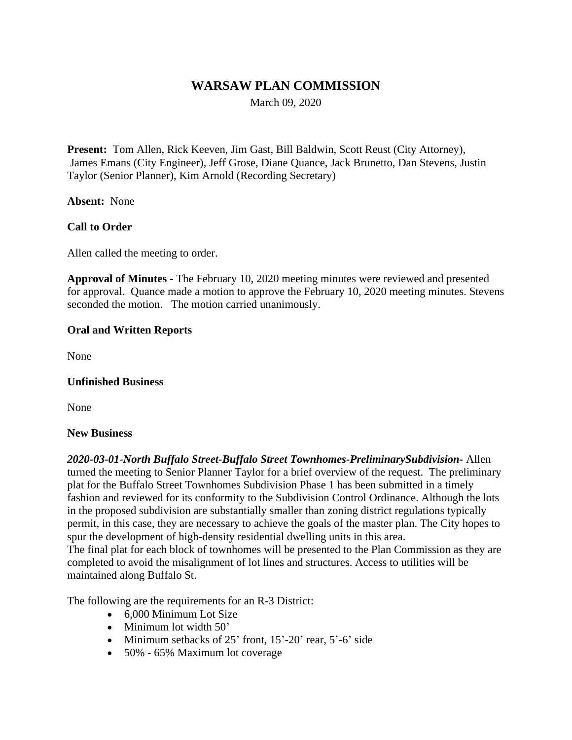# WARSAW PLAN COMMISSION

March 09, 2020

**Present:** Tom Allen, Rick Keeven, Jim Gast, Bill Baldwin, Scott Reust (City Attorney), James Emans (City Engineer), Jeff Grose, Diane Quance, Jack Brunetto, Dan Stevens, Justin Taylor (Senior Planner), Kim Arnold (Recording Secretary)

**Absent:** None

**Call to Order**

Allen called the meeting to order.

**Approval of Minutes -** The February 10, 2020 meeting minutes were reviewed and presented for approval. Quance made a motion to approve the February 10, 2020 meeting minutes. Stevens seconded the motion. The motion carried unanimously.

**Oral and Written Reports**

None

**Unfinished Business**

None

**New Business**

***2020-03-01-North Buffalo Street-Buffalo Street Townhomes-PreliminarySubdivision-*** Allen turned the meeting to Senior Planner Taylor for a brief overview of the request. The preliminary plat for the Buffalo Street Townhomes Subdivision Phase 1 has been submitted in a timely fashion and reviewed for its conformity to the Subdivision Control Ordinance. Although the lots in the proposed subdivision are substantially smaller than zoning district regulations typically permit, in this case, they are necessary to achieve the goals of the master plan. The City hopes to spur the development of high-density residential dwelling units in this area.
The final plat for each block of townhomes will be presented to the Plan Commission as they are completed to avoid the misalignment of lot lines and structures. Access to utilities will be maintained along Buffalo St.

The following are the requirements for an R-3 District:

- 6,000 Minimum Lot Size
- Minimum lot width 50'
- Minimum setbacks of 25' front, 15'-20' rear, 5'-6' side
- 50% - 65% Maximum lot coverage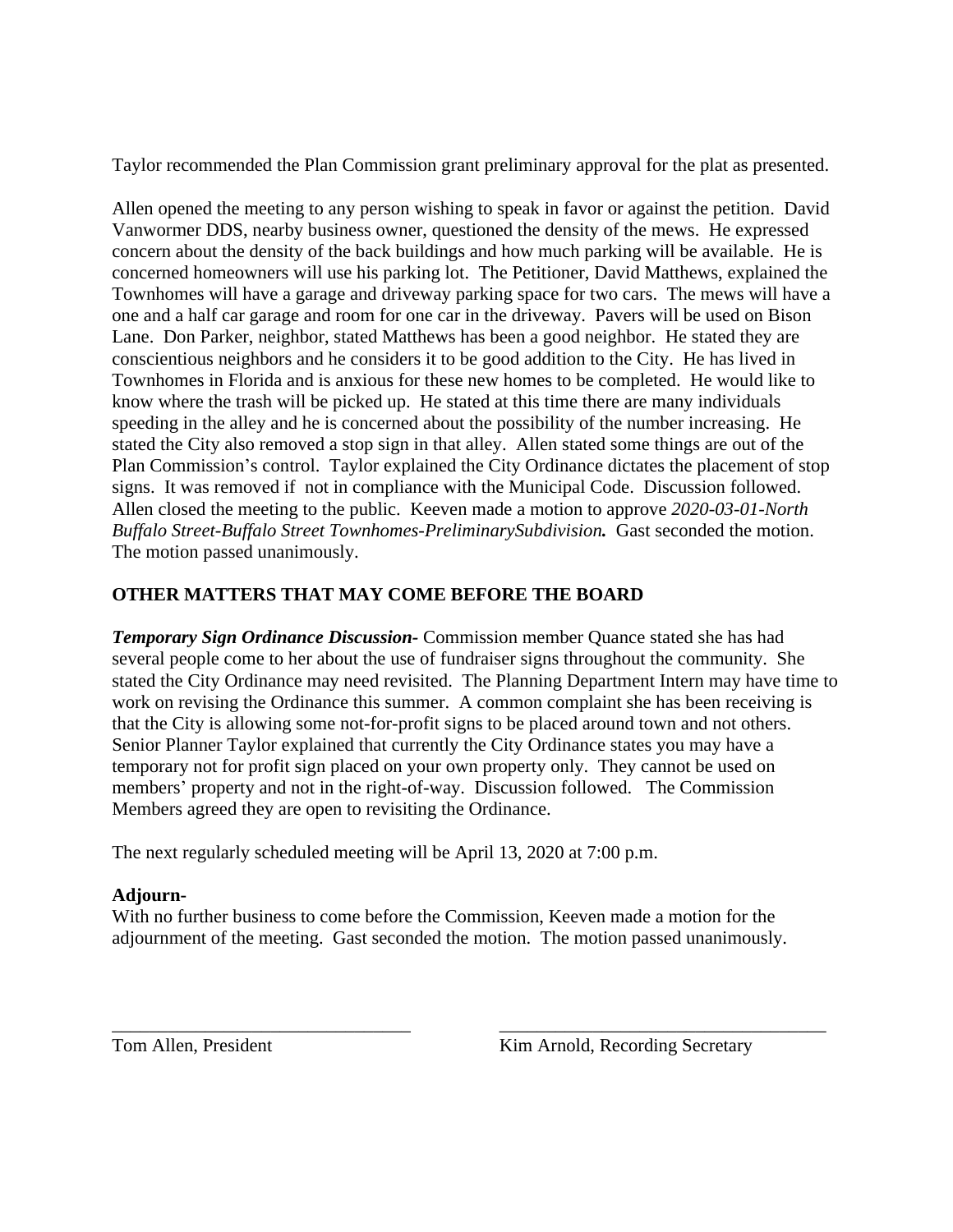Taylor recommended the Plan Commission grant preliminary approval for the plat as presented.

Allen opened the meeting to any person wishing to speak in favor or against the petition. David Vanwormer DDS, nearby business owner, questioned the density of the mews. He expressed concern about the density of the back buildings and how much parking will be available. He is concerned homeowners will use his parking lot. The Petitioner, David Matthews, explained the Townhomes will have a garage and driveway parking space for two cars. The mews will have a one and a half car garage and room for one car in the driveway. Pavers will be used on Bison Lane. Don Parker, neighbor, stated Matthews has been a good neighbor. He stated they are conscientious neighbors and he considers it to be good addition to the City. He has lived in Townhomes in Florida and is anxious for these new homes to be completed. He would like to know where the trash will be picked up. He stated at this time there are many individuals speeding in the alley and he is concerned about the possibility of the number increasing. He stated the City also removed a stop sign in that alley. Allen stated some things are out of the Plan Commission's control. Taylor explained the City Ordinance dictates the placement of stop signs. It was removed if not in compliance with the Municipal Code. Discussion followed. Allen closed the meeting to the public. Keeven made a motion to approve *2020-03-01-North Buffalo Street-Buffalo Street Townhomes-PreliminarySubdivision.* Gast seconded the motion. The motion passed unanimously.

**OTHER MATTERS THAT MAY COME BEFORE THE BOARD**

***Temporary Sign Ordinance Discussion-*** Commission member Quance stated she has had several people come to her about the use of fundraiser signs throughout the community. She stated the City Ordinance may need revisited. The Planning Department Intern may have time to work on revising the Ordinance this summer. A common complaint she has been receiving is that the City is allowing some not-for-profit signs to be placed around town and not others. Senior Planner Taylor explained that currently the City Ordinance states you may have a temporary not for profit sign placed on your own property only. They cannot be used on members' property and not in the right-of-way. Discussion followed. The Commission Members agreed they are open to revisiting the Ordinance.

The next regularly scheduled meeting will be April 13, 2020 at 7:00 p.m.

**Adjourn-**
With no further business to come before the Commission, Keeven made a motion for the adjournment of the meeting. Gast seconded the motion. The motion passed unanimously.

\_\_\_\_\_\_\_\_\_\_\_\_\_\_\_\_\_\_\_\_\_\_\_\_\_\_\_\_\_\_\_\_
Tom Allen, President

\_\_\_\_\_\_\_\_\_\_\_\_\_\_\_\_\_\_\_\_\_\_\_\_\_\_\_\_\_\_\_\_
Kim Arnold, Recording Secretary